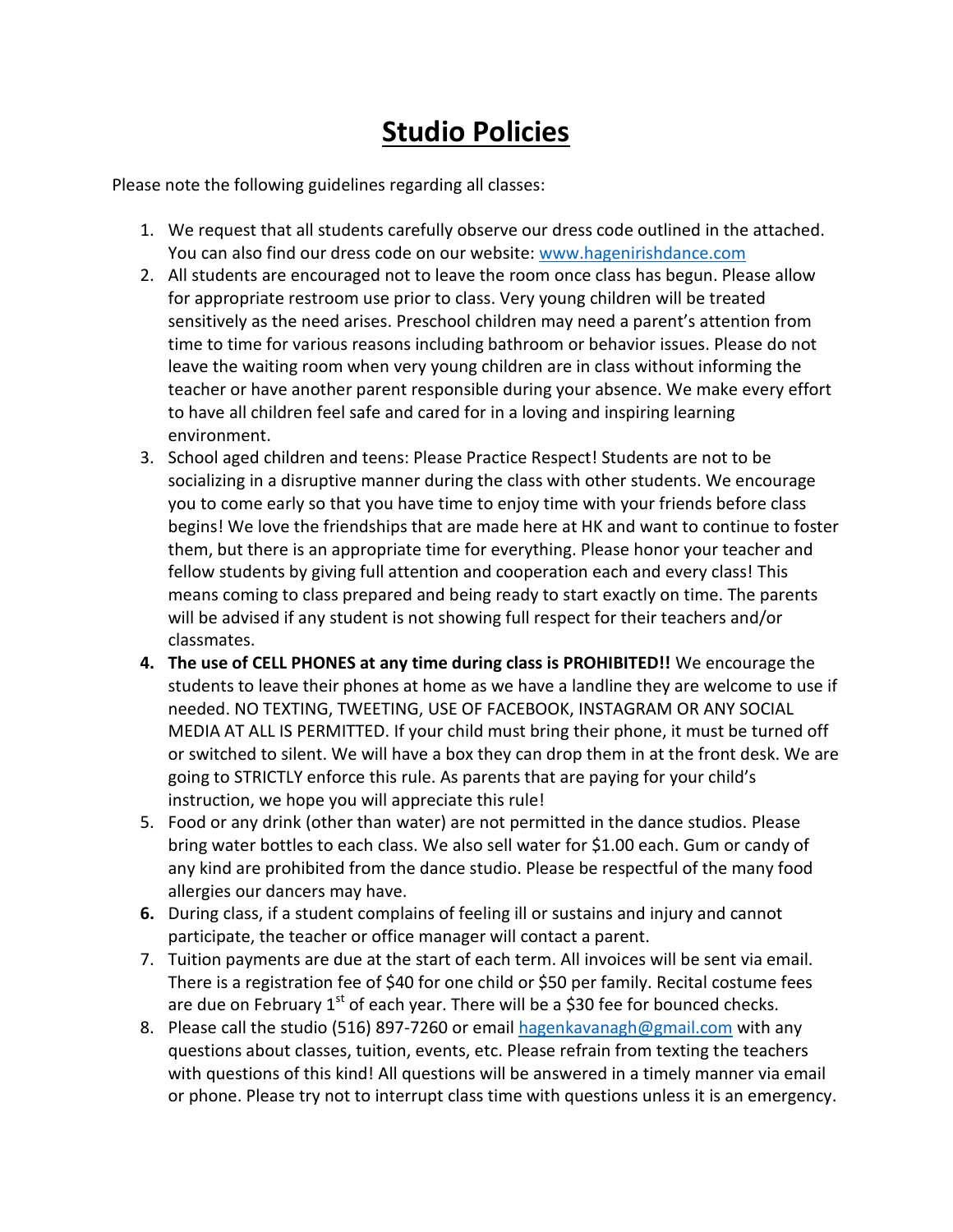# **Studio Policies**

Please note the following guidelines regarding all classes:

1. We request that all students carefully observe our dress code outlined in the attached. You can also find our dress code on our website: [www.hagenirishdance.com](http://www.hagenirishdance.com)
2. All students are encouraged not to leave the room once class has begun. Please allow for appropriate restroom use prior to class. Very young children will be treated sensitively as the need arises. Preschool children may need a parent's attention from time to time for various reasons including bathroom or behavior issues. Please do not leave the waiting room when very young children are in class without informing the teacher or have another parent responsible during your absence. We make every effort to have all children feel safe and cared for in a loving and inspiring learning environment.
3. School aged children and teens: Please Practice Respect! Students are not to be socializing in a disruptive manner during the class with other students. We encourage you to come early so that you have time to enjoy time with your friends before class begins! We love the friendships that are made here at HK and want to continue to foster them, but there is an appropriate time for everything. Please honor your teacher and fellow students by giving full attention and cooperation each and every class! This means coming to class prepared and being ready to start exactly on time. The parents will be advised if any student is not showing full respect for their teachers and/or classmates.
4. **The use of CELL PHONES at any time during class is PROHIBITED!!** We encourage the students to leave their phones at home as we have a landline they are welcome to use if needed. NO TEXTING, TWEETING, USE OF FACEBOOK, INSTAGRAM OR ANY SOCIAL MEDIA AT ALL IS PERMITTED. If your child must bring their phone, it must be turned off or switched to silent. We will have a box they can drop them in at the front desk. We are going to STRICTLY enforce this rule. As parents that are paying for your child's instruction, we hope you will appreciate this rule!
5. Food or any drink (other than water) are not permitted in the dance studios. Please bring water bottles to each class. We also sell water for $1.00 each. Gum or candy of any kind are prohibited from the dance studio. Please be respectful of the many food allergies our dancers may have.
6. During class, if a student complains of feeling ill or sustains and injury and cannot participate, the teacher or office manager will contact a parent.
7. Tuition payments are due at the start of each term. All invoices will be sent via email. There is a registration fee of $40 for one child or $50 per family. Recital costume fees are due on February 1st of each year. There will be a $30 fee for bounced checks.
8. Please call the studio (516) 897-7260 or email [hagenkavanagh@gmail.com](mailto:hagenkavanagh@gmail.com) with any questions about classes, tuition, events, etc. Please refrain from texting the teachers with questions of this kind! All questions will be answered in a timely manner via email or phone. Please try not to interrupt class time with questions unless it is an emergency.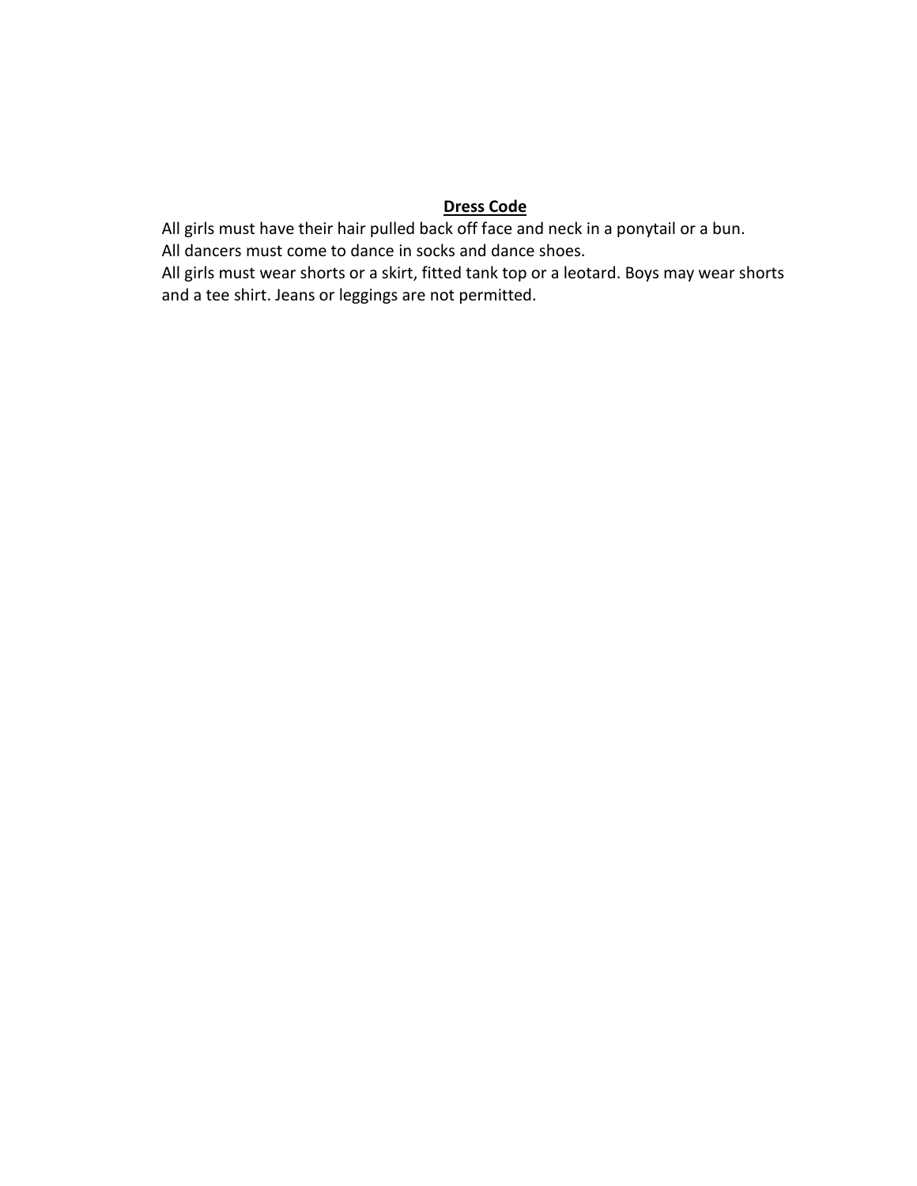## Dress Code

All girls must have their hair pulled back off face and neck in a ponytail or a bun.
All dancers must come to dance in socks and dance shoes.
All girls must wear shorts or a skirt, fitted tank top or a leotard. Boys may wear shorts and a tee shirt. Jeans or leggings are not permitted.